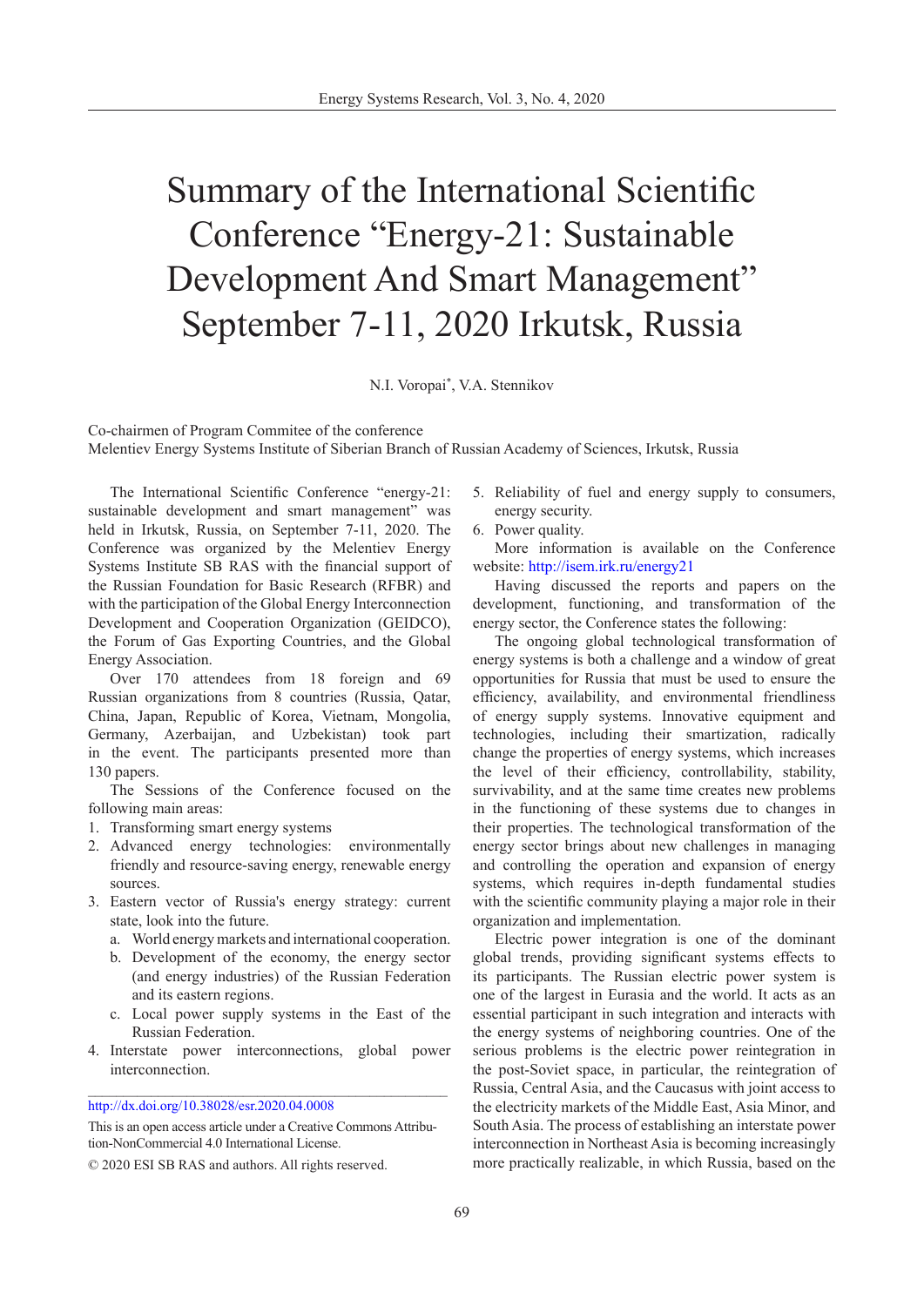# Summary of the International Scientific Conference "Energy-21: Sustainable Development And Smart Management" September 7-11, 2020 Irkutsk, Russia

N.I. Voropai*, V.A. Stennikov

Co-chairmen of Program Commitee of the conference
Melentiev Energy Systems Institute of Siberian Branch of Russian Academy of Sciences, Irkutsk, Russia

The International Scientific Conference "energy-21: sustainable development and smart management" was held in Irkutsk, Russia, on September 7-11, 2020. The Conference was organized by the Melentiev Energy Systems Institute SB RAS with the financial support of the Russian Foundation for Basic Research (RFBR) and with the participation of the Global Energy Interconnection Development and Cooperation Organization (GEIDCO), the Forum of Gas Exporting Countries, and the Global Energy Association.

Over 170 attendees from 18 foreign and 69 Russian organizations from 8 countries (Russia, Qatar, China, Japan, Republic of Korea, Vietnam, Mongolia, Germany, Azerbaijan, and Uzbekistan) took part in the event. The participants presented more than 130 papers.

The Sessions of the Conference focused on the following main areas:

1. Transforming smart energy systems
2. Advanced energy technologies: environmentally friendly and resource-saving energy, renewable energy sources.
3. Eastern vector of Russia's energy strategy: current state, look into the future.
   a. World energy markets and international cooperation.
   b. Development of the economy, the energy sector (and energy industries) of the Russian Federation and its eastern regions.
   c. Local power supply systems in the East of the Russian Federation.
4. Interstate power interconnections, global power interconnection.
5. Reliability of fuel and energy supply to consumers, energy security.
6. Power quality.

More information is available on the Conference website: http://isem.irk.ru/energy21

Having discussed the reports and papers on the development, functioning, and transformation of the energy sector, the Conference states the following:

The ongoing global technological transformation of energy systems is both a challenge and a window of great opportunities for Russia that must be used to ensure the efficiency, availability, and environmental friendliness of energy supply systems. Innovative equipment and technologies, including their smartization, radically change the properties of energy systems, which increases the level of their efficiency, controllability, stability, survivability, and at the same time creates new problems in the functioning of these systems due to changes in their properties. The technological transformation of the energy sector brings about new challenges in managing and controlling the operation and expansion of energy systems, which requires in-depth fundamental studies with the scientific community playing a major role in their organization and implementation.

Electric power integration is one of the dominant global trends, providing significant systems effects to its participants. The Russian electric power system is one of the largest in Eurasia and the world. It acts as an essential participant in such integration and interacts with the energy systems of neighboring countries. One of the serious problems is the electric power reintegration in the post-Soviet space, in particular, the reintegration of Russia, Central Asia, and the Caucasus with joint access to the electricity markets of the Middle East, Asia Minor, and South Asia. The process of establishing an interstate power interconnection in Northeast Asia is becoming increasingly more practically realizable, in which Russia, based on the

---

http://dx.doi.org/10.38028/esr.2020.04.0008

This is an open access article under a Creative Commons Attribution-NonCommercial 4.0 International License.

© 2020 ESI SB RAS and authors. All rights reserved.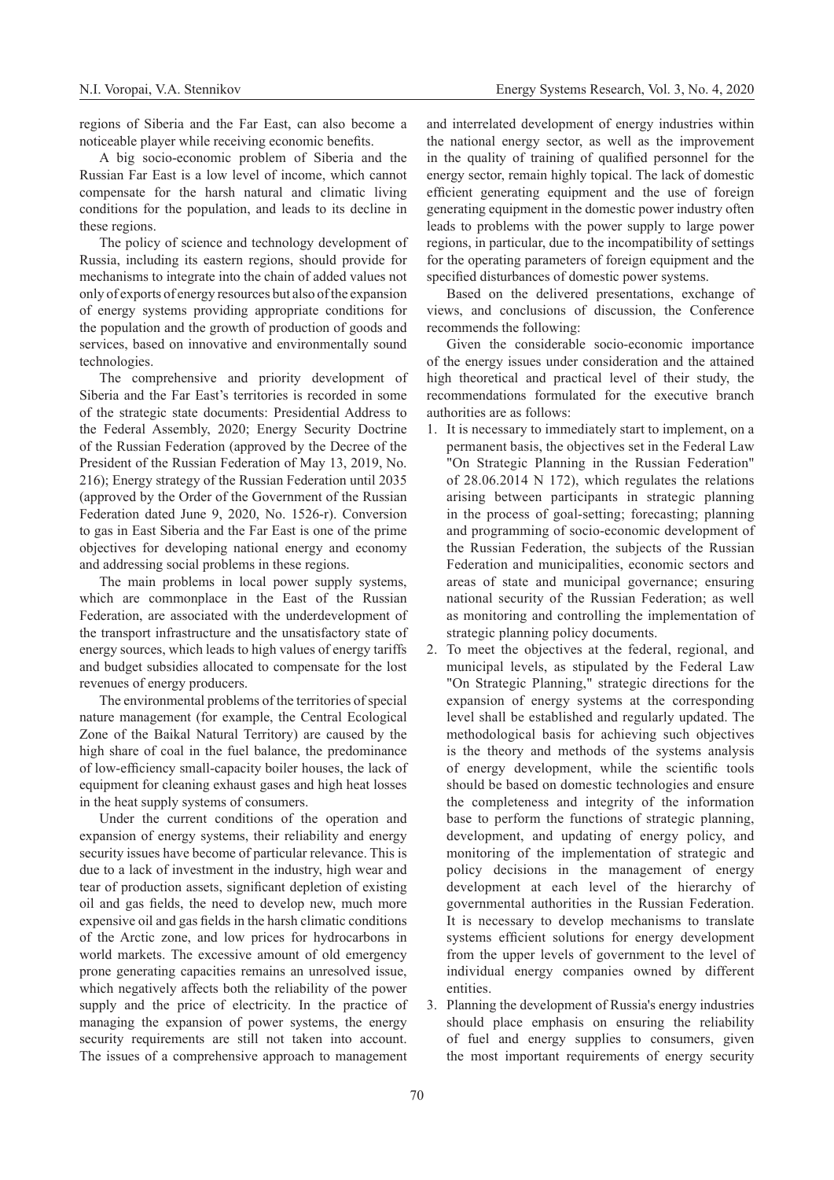regions of Siberia and the Far East, can also become a noticeable player while receiving economic benefits.

A big socio-economic problem of Siberia and the Russian Far East is a low level of income, which cannot compensate for the harsh natural and climatic living conditions for the population, and leads to its decline in these regions.

The policy of science and technology development of Russia, including its eastern regions, should provide for mechanisms to integrate into the chain of added values not only of exports of energy resources but also of the expansion of energy systems providing appropriate conditions for the population and the growth of production of goods and services, based on innovative and environmentally sound technologies.

The comprehensive and priority development of Siberia and the Far East's territories is recorded in some of the strategic state documents: Presidential Address to the Federal Assembly, 2020; Energy Security Doctrine of the Russian Federation (approved by the Decree of the President of the Russian Federation of May 13, 2019, No. 216); Energy strategy of the Russian Federation until 2035 (approved by the Order of the Government of the Russian Federation dated June 9, 2020, No. 1526-r). Conversion to gas in East Siberia and the Far East is one of the prime objectives for developing national energy and economy and addressing social problems in these regions.

The main problems in local power supply systems, which are commonplace in the East of the Russian Federation, are associated with the underdevelopment of the transport infrastructure and the unsatisfactory state of energy sources, which leads to high values of energy tariffs and budget subsidies allocated to compensate for the lost revenues of energy producers.

The environmental problems of the territories of special nature management (for example, the Central Ecological Zone of the Baikal Natural Territory) are caused by the high share of coal in the fuel balance, the predominance of low-efficiency small-capacity boiler houses, the lack of equipment for cleaning exhaust gases and high heat losses in the heat supply systems of consumers.

Under the current conditions of the operation and expansion of energy systems, their reliability and energy security issues have become of particular relevance. This is due to a lack of investment in the industry, high wear and tear of production assets, significant depletion of existing oil and gas fields, the need to develop new, much more expensive oil and gas fields in the harsh climatic conditions of the Arctic zone, and low prices for hydrocarbons in world markets. The excessive amount of old emergency prone generating capacities remains an unresolved issue, which negatively affects both the reliability of the power supply and the price of electricity. In the practice of managing the expansion of power systems, the energy security requirements are still not taken into account. The issues of a comprehensive approach to management and interrelated development of energy industries within the national energy sector, as well as the improvement in the quality of training of qualified personnel for the energy sector, remain highly topical. The lack of domestic efficient generating equipment and the use of foreign generating equipment in the domestic power industry often leads to problems with the power supply to large power regions, in particular, due to the incompatibility of settings for the operating parameters of foreign equipment and the specified disturbances of domestic power systems.

Based on the delivered presentations, exchange of views, and conclusions of discussion, the Conference recommends the following:

Given the considerable socio-economic importance of the energy issues under consideration and the attained high theoretical and practical level of their study, the recommendations formulated for the executive branch authorities are as follows:

1. It is necessary to immediately start to implement, on a permanent basis, the objectives set in the Federal Law "On Strategic Planning in the Russian Federation" of 28.06.2014 N 172), which regulates the relations arising between participants in strategic planning in the process of goal-setting; forecasting; planning and programming of socio-economic development of the Russian Federation, the subjects of the Russian Federation and municipalities, economic sectors and areas of state and municipal governance; ensuring national security of the Russian Federation; as well as monitoring and controlling the implementation of strategic planning policy documents.
2. To meet the objectives at the federal, regional, and municipal levels, as stipulated by the Federal Law "On Strategic Planning," strategic directions for the expansion of energy systems at the corresponding level shall be established and regularly updated. The methodological basis for achieving such objectives is the theory and methods of the systems analysis of energy development, while the scientific tools should be based on domestic technologies and ensure the completeness and integrity of the information base to perform the functions of strategic planning, development, and updating of energy policy, and monitoring of the implementation of strategic and policy decisions in the management of energy development at each level of the hierarchy of governmental authorities in the Russian Federation. It is necessary to develop mechanisms to translate systems efficient solutions for energy development from the upper levels of government to the level of individual energy companies owned by different entities.
3. Planning the development of Russia's energy industries should place emphasis on ensuring the reliability of fuel and energy supplies to consumers, given the most important requirements of energy security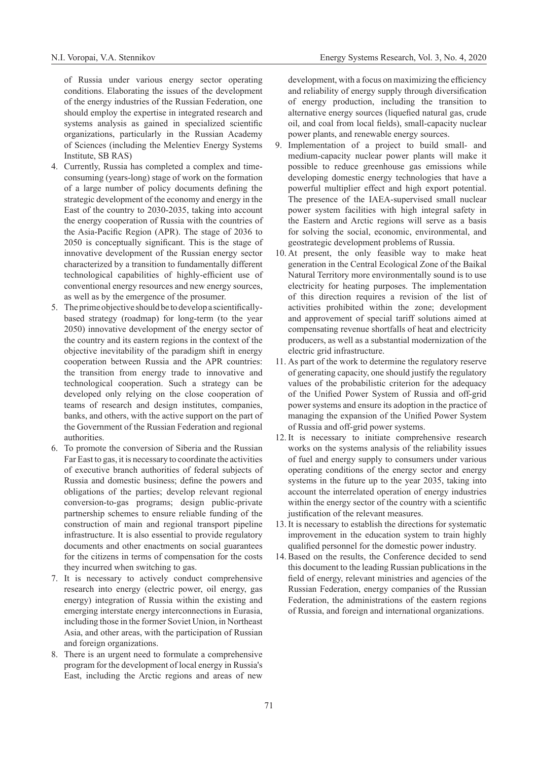of Russia under various energy sector operating conditions. Elaborating the issues of the development of the energy industries of the Russian Federation, one should employ the expertise in integrated research and systems analysis as gained in specialized scientific organizations, particularly in the Russian Academy of Sciences (including the Melentiev Energy Systems Institute, SB RAS)

4. Currently, Russia has completed a complex and time-consuming (years-long) stage of work on the formation of a large number of policy documents defining the strategic development of the economy and energy in the East of the country to 2030-2035, taking into account the energy cooperation of Russia with the countries of the Asia-Pacific Region (APR). The stage of 2036 to 2050 is conceptually significant. This is the stage of innovative development of the Russian energy sector characterized by a transition to fundamentally different technological capabilities of highly-efficient use of conventional energy resources and new energy sources, as well as by the emergence of the prosumer.
5. The prime objective should be to develop a scientifically-based strategy (roadmap) for long-term (to the year 2050) innovative development of the energy sector of the country and its eastern regions in the context of the objective inevitability of the paradigm shift in energy cooperation between Russia and the APR countries: the transition from energy trade to innovative and technological cooperation. Such a strategy can be developed only relying on the close cooperation of teams of research and design institutes, companies, banks, and others, with the active support on the part of the Government of the Russian Federation and regional authorities.
6. To promote the conversion of Siberia and the Russian Far East to gas, it is necessary to coordinate the activities of executive branch authorities of federal subjects of Russia and domestic business; define the powers and obligations of the parties; develop relevant regional conversion-to-gas programs; design public-private partnership schemes to ensure reliable funding of the construction of main and regional transport pipeline infrastructure. It is also essential to provide regulatory documents and other enactments on social guarantees for the citizens in terms of compensation for the costs they incurred when switching to gas.
7. It is necessary to actively conduct comprehensive research into energy (electric power, oil energy, gas energy) integration of Russia within the existing and emerging interstate energy interconnections in Eurasia, including those in the former Soviet Union, in Northeast Asia, and other areas, with the participation of Russian and foreign organizations.
8. There is an urgent need to formulate a comprehensive program for the development of local energy in Russia's East, including the Arctic regions and areas of new development, with a focus on maximizing the efficiency and reliability of energy supply through diversification of energy production, including the transition to alternative energy sources (liquefied natural gas, crude oil, and coal from local fields), small-capacity nuclear power plants, and renewable energy sources.
9. Implementation of a project to build small- and medium-capacity nuclear power plants will make it possible to reduce greenhouse gas emissions while developing domestic energy technologies that have a powerful multiplier effect and high export potential. The presence of the IAEA-supervised small nuclear power system facilities with high integral safety in the Eastern and Arctic regions will serve as a basis for solving the social, economic, environmental, and geostrategic development problems of Russia.
10. At present, the only feasible way to make heat generation in the Central Ecological Zone of the Baikal Natural Territory more environmentally sound is to use electricity for heating purposes. The implementation of this direction requires a revision of the list of activities prohibited within the zone; development and approvement of special tariff solutions aimed at compensating revenue shortfalls of heat and electricity producers, as well as a substantial modernization of the electric grid infrastructure.
11. As part of the work to determine the regulatory reserve of generating capacity, one should justify the regulatory values of the probabilistic criterion for the adequacy of the Unified Power System of Russia and off-grid power systems and ensure its adoption in the practice of managing the expansion of the Unified Power System of Russia and off-grid power systems.
12. It is necessary to initiate comprehensive research works on the systems analysis of the reliability issues of fuel and energy supply to consumers under various operating conditions of the energy sector and energy systems in the future up to the year 2035, taking into account the interrelated operation of energy industries within the energy sector of the country with a scientific justification of the relevant measures.
13. It is necessary to establish the directions for systematic improvement in the education system to train highly qualified personnel for the domestic power industry.
14. Based on the results, the Conference decided to send this document to the leading Russian publications in the field of energy, relevant ministries and agencies of the Russian Federation, energy companies of the Russian Federation, the administrations of the eastern regions of Russia, and foreign and international organizations.